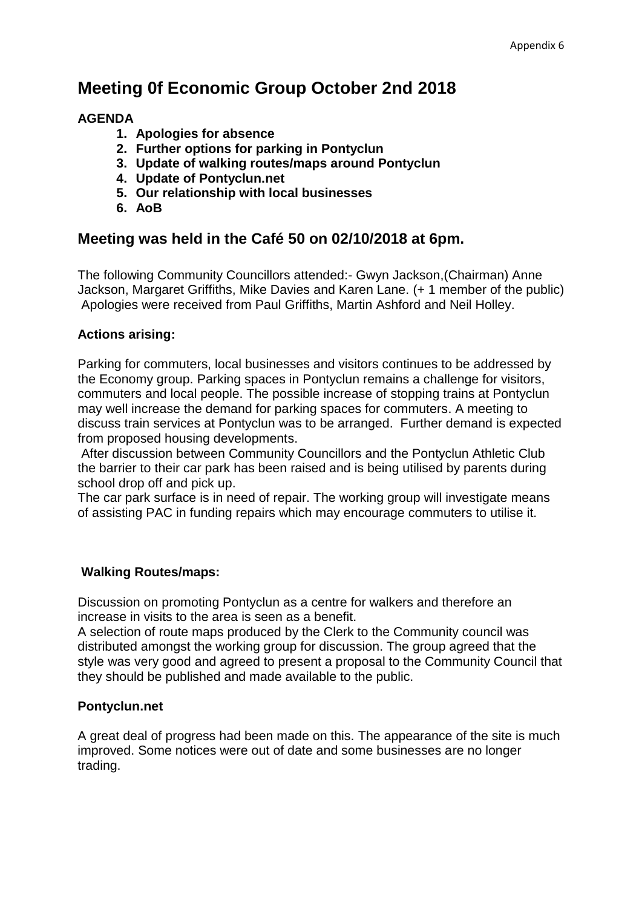# Meeting 0f Economic Group October 2nd 2018

**AGENDA**

1. **Apologies for absence**
2. **Further options for parking in Pontyclun**
3. **Update of walking routes/maps around Pontyclun**
4. **Update of Pontyclun.net**
5. **Our relationship with local businesses**
6. **AoB**

## Meeting was held in the Café 50 on 02/10/2018 at 6pm.

The following Community Councillors attended:- Gwyn Jackson,(Chairman) Anne Jackson, Margaret Griffiths, Mike Davies and Karen Lane. (+ 1 member of the public) Apologies were received from Paul Griffiths, Martin Ashford and Neil Holley.

**Actions arising:**

Parking for commuters, local businesses and visitors continues to be addressed by the Economy group. Parking spaces in Pontyclun remains a challenge for visitors, commuters and local people. The possible increase of stopping trains at Pontyclun may well increase the demand for parking spaces for commuters. A meeting to discuss train services at Pontyclun was to be arranged. Further demand is expected from proposed housing developments.

After discussion between Community Councillors and the Pontyclun Athletic Club the barrier to their car park has been raised and is being utilised by parents during school drop off and pick up.

The car park surface is in need of repair. The working group will investigate means of assisting PAC in funding repairs which may encourage commuters to utilise it.

**Walking Routes/maps:**

Discussion on promoting Pontyclun as a centre for walkers and therefore an increase in visits to the area is seen as a benefit.

A selection of route maps produced by the Clerk to the Community council was distributed amongst the working group for discussion. The group agreed that the style was very good and agreed to present a proposal to the Community Council that they should be published and made available to the public.

**Pontyclun.net**

A great deal of progress had been made on this. The appearance of the site is much improved. Some notices were out of date and some businesses are no longer trading.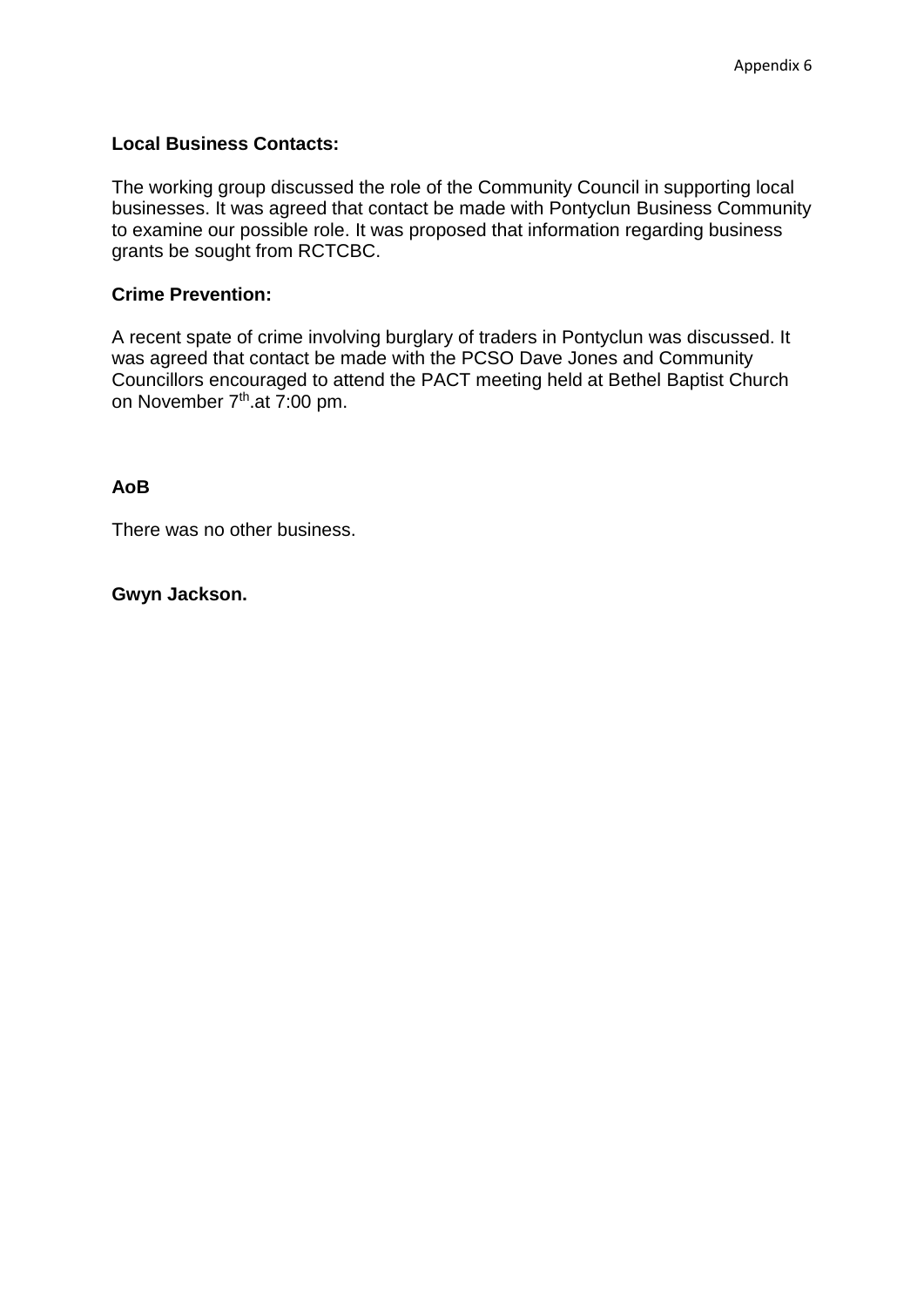Appendix 6

**Local Business Contacts:**

The working group discussed the role of the Community Council in supporting local businesses. It was agreed that contact be made with Pontyclun Business Community to examine our possible role. It was proposed that information regarding business grants be sought from RCTCBC.

**Crime Prevention:**

A recent spate of crime involving burglary of traders in Pontyclun was discussed. It was agreed that contact be made with the PCSO Dave Jones and Community Councillors encouraged to attend the PACT meeting held at Bethel Baptist Church on November 7th.at 7:00 pm.

**AoB**

There was no other business.

**Gwyn Jackson.**